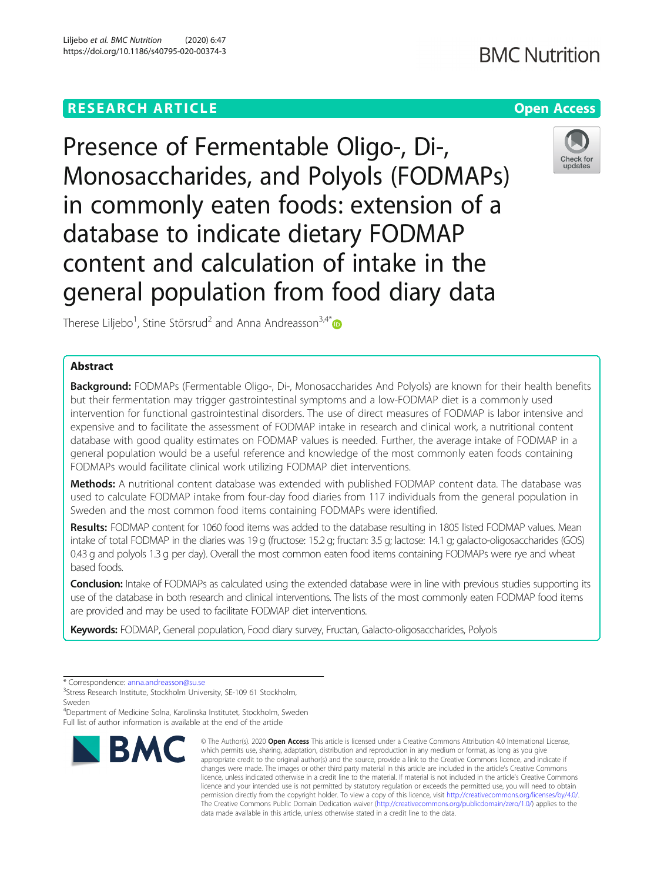RESEARCH ARTICLE

Open Access

# Presence of Fermentable Oligo-, Di-, Monosaccharides, and Polyols (FODMAPs) in commonly eaten foods: extension of a database to indicate dietary FODMAP content and calculation of intake in the general population from food diary data

Therese Liljebo[1], Stine Störsrud[2] and Anna Andreasson[3,4*]

## Abstract

**Background:** FODMAPs (Fermentable Oligo-, Di-, Monosaccharides And Polyols) are known for their health benefits but their fermentation may trigger gastrointestinal symptoms and a low-FODMAP diet is a commonly used intervention for functional gastrointestinal disorders. The use of direct measures of FODMAP is labor intensive and expensive and to facilitate the assessment of FODMAP intake in research and clinical work, a nutritional content database with good quality estimates on FODMAP values is needed. Further, the average intake of FODMAP in a general population would be a useful reference and knowledge of the most commonly eaten foods containing FODMAPs would facilitate clinical work utilizing FODMAP diet interventions.

**Methods:** A nutritional content database was extended with published FODMAP content data. The database was used to calculate FODMAP intake from four-day food diaries from 117 individuals from the general population in Sweden and the most common food items containing FODMAPs were identified.

**Results:** FODMAP content for 1060 food items was added to the database resulting in 1805 listed FODMAP values. Mean intake of total FODMAP in the diaries was 19 g (fructose: 15.2 g; fructan: 3.5 g; lactose: 14.1 g; galacto-oligosaccharides (GOS) 0.43 g and polyols 1.3 g per day). Overall the most common eaten food items containing FODMAPs were rye and wheat based foods.

**Conclusion:** Intake of FODMAPs as calculated using the extended database were in line with previous studies supporting its use of the database in both research and clinical interventions. The lists of the most commonly eaten FODMAP food items are provided and may be used to facilitate FODMAP diet interventions.

**Keywords:** FODMAP, General population, Food diary survey, Fructan, Galacto-oligosaccharides, Polyols

---

* Correspondence: anna.andreasson@su.se
[3]Stress Research Institute, Stockholm University, SE-109 61 Stockholm, Sweden
[4]Department of Medicine Solna, Karolinska Institutet, Stockholm, Sweden
Full list of author information is available at the end of the article

© The Author(s). 2020 **Open Access** This article is licensed under a Creative Commons Attribution 4.0 International License, which permits use, sharing, adaptation, distribution and reproduction in any medium or format, as long as you give appropriate credit to the original author(s) and the source, provide a link to the Creative Commons licence, and indicate if changes were made. The images or other third party material in this article are included in the article's Creative Commons licence, unless indicated otherwise in a credit line to the material. If material is not included in the article's Creative Commons licence and your intended use is not permitted by statutory regulation or exceeds the permitted use, you will need to obtain permission directly from the copyright holder. To view a copy of this licence, visit http://creativecommons.org/licenses/by/4.0/. The Creative Commons Public Domain Dedication waiver (http://creativecommons.org/publicdomain/zero/1.0/) applies to the data made available in this article, unless otherwise stated in a credit line to the data.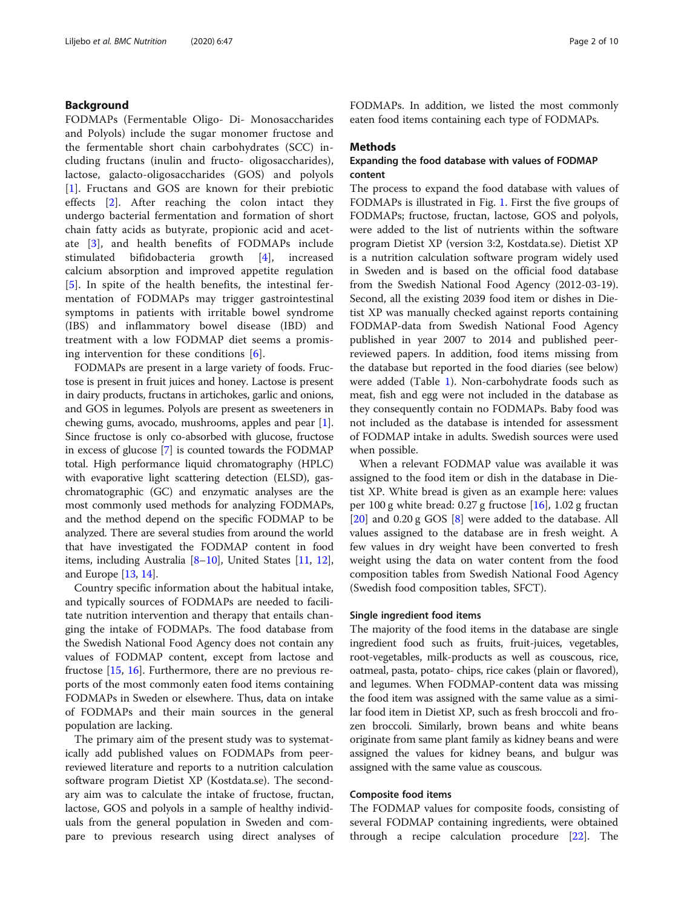## Background

FODMAPs (Fermentable Oligo- Di- Monosaccharides and Polyols) include the sugar monomer fructose and the fermentable short chain carbohydrates (SCC) including fructans (inulin and fructo- oligosaccharides), lactose, galacto-oligosaccharides (GOS) and polyols [1]. Fructans and GOS are known for their prebiotic effects [2]. After reaching the colon intact they undergo bacterial fermentation and formation of short chain fatty acids as butyrate, propionic acid and acetate [3], and health benefits of FODMAPs include stimulated bifidobacteria growth [4], increased calcium absorption and improved appetite regulation [5]. In spite of the health benefits, the intestinal fermentation of FODMAPs may trigger gastrointestinal symptoms in patients with irritable bowel syndrome (IBS) and inflammatory bowel disease (IBD) and treatment with a low FODMAP diet seems a promising intervention for these conditions [6].

FODMAPs are present in a large variety of foods. Fructose is present in fruit juices and honey. Lactose is present in dairy products, fructans in artichokes, garlic and onions, and GOS in legumes. Polyols are present as sweeteners in chewing gums, avocado, mushrooms, apples and pear [1]. Since fructose is only co-absorbed with glucose, fructose in excess of glucose [7] is counted towards the FODMAP total. High performance liquid chromatography (HPLC) with evaporative light scattering detection (ELSD), gas-chromatographic (GC) and enzymatic analyses are the most commonly used methods for analyzing FODMAPs, and the method depend on the specific FODMAP to be analyzed. There are several studies from around the world that have investigated the FODMAP content in food items, including Australia [8–10], United States [11, 12], and Europe [13, 14].

Country specific information about the habitual intake, and typically sources of FODMAPs are needed to facilitate nutrition intervention and therapy that entails changing the intake of FODMAPs. The food database from the Swedish National Food Agency does not contain any values of FODMAP content, except from lactose and fructose [15, 16]. Furthermore, there are no previous reports of the most commonly eaten food items containing FODMAPs in Sweden or elsewhere. Thus, data on intake of FODMAPs and their main sources in the general population are lacking.

The primary aim of the present study was to systematically add published values on FODMAPs from peer-reviewed literature and reports to a nutrition calculation software program Dietist XP (Kostdata.se). The secondary aim was to calculate the intake of fructose, fructan, lactose, GOS and polyols in a sample of healthy individuals from the general population in Sweden and compare to previous research using direct analyses of FODMAPs. In addition, we listed the most commonly eaten food items containing each type of FODMAPs.

## Methods

### Expanding the food database with values of FODMAP content

The process to expand the food database with values of FODMAPs is illustrated in Fig. 1. First the five groups of FODMAPs; fructose, fructan, lactose, GOS and polyols, were added to the list of nutrients within the software program Dietist XP (version 3:2, Kostdata.se). Dietist XP is a nutrition calculation software program widely used in Sweden and is based on the official food database from the Swedish National Food Agency (2012-03-19). Second, all the existing 2039 food item or dishes in Dietist XP was manually checked against reports containing FODMAP-data from Swedish National Food Agency published in year 2007 to 2014 and published peer-reviewed papers. In addition, food items missing from the database but reported in the food diaries (see below) were added (Table 1). Non-carbohydrate foods such as meat, fish and egg were not included in the database as they consequently contain no FODMAPs. Baby food was not included as the database is intended for assessment of FODMAP intake in adults. Swedish sources were used when possible.

When a relevant FODMAP value was available it was assigned to the food item or dish in the database in Dietist XP. White bread is given as an example here: values per 100 g white bread: 0.27 g fructose [16], 1.02 g fructan [20] and 0.20 g GOS [8] were added to the database. All values assigned to the database are in fresh weight. A few values in dry weight have been converted to fresh weight using the data on water content from the food composition tables from Swedish National Food Agency (Swedish food composition tables, SFCT).

### Single ingredient food items

The majority of the food items in the database are single ingredient food such as fruits, fruit-juices, vegetables, root-vegetables, milk-products as well as couscous, rice, oatmeal, pasta, potato- chips, rice cakes (plain or flavored), and legumes. When FODMAP-content data was missing the food item was assigned with the same value as a similar food item in Dietist XP, such as fresh broccoli and frozen broccoli. Similarly, brown beans and white beans originate from same plant family as kidney beans and were assigned the values for kidney beans, and bulgur was assigned with the same value as couscous.

### Composite food items

The FODMAP values for composite foods, consisting of several FODMAP containing ingredients, were obtained through a recipe calculation procedure [22]. The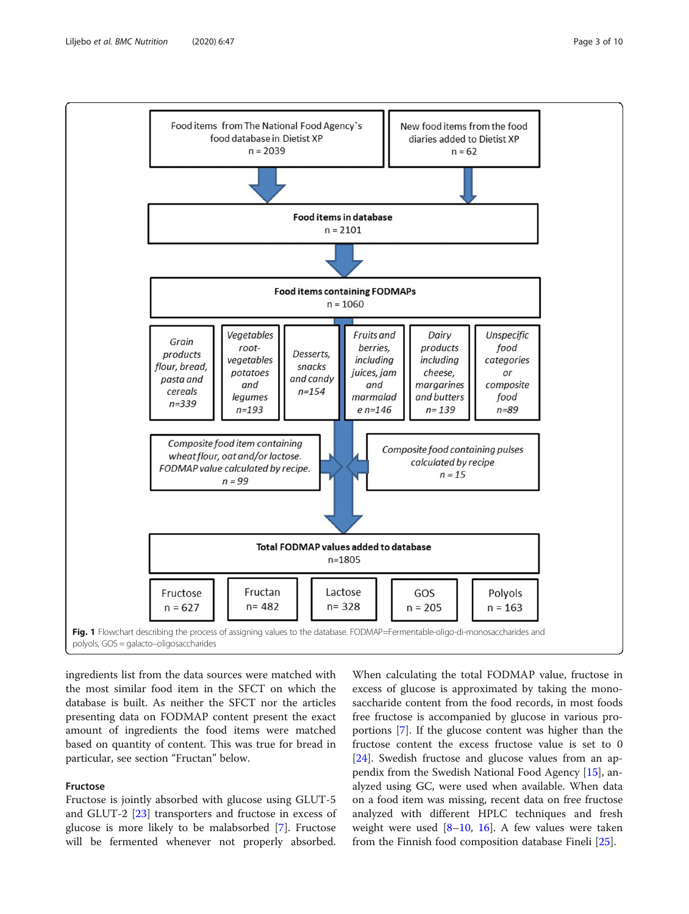Food items from The National Food Agency`s food database in Dietist XP n = 2039

New food items from the food diaries added to Dietist XP n = 62

**Food items in database** n = 2101

**Food items containing FODMAPs** n = 1060

*Grain products flour, bread, pasta and cereals n=339*

*Vegetables root-vegetables potatoes and legumes n=193*

*Desserts, snacks and candy n=154*

*Fruits and berries, including juices, jam and marmalade n=146*

*Dairy products including cheese, margarines and butters n= 139*

*Unspecific food categories or composite food n=89*

*Composite food item containing wheat flour, oat and/or lactose. FODMAP value calculated by recipe. n = 99*

*Composite food containing pulses calculated by recipe n = 15*

**Total FODMAP values added to database** n=1805

Fructose n = 627

Fructan n= 482

Lactose n= 328

GOS n = 205

Polyols n = 163

**Fig. 1** Flowchart describing the process of assigning values to the database. FODMAP=Fermentable-oligo-di-monosaccharides and polyols, GOS = galacto–oligosaccharides

ingredients list from the data sources were matched with the most similar food item in the SFCT on which the database is built. As neither the SFCT nor the articles presenting data on FODMAP content present the exact amount of ingredients the food items were matched based on quantity of content. This was true for bread in particular, see section "Fructan" below.

### Fructose

Fructose is jointly absorbed with glucose using GLUT-5 and GLUT-2 [23] transporters and fructose in excess of glucose is more likely to be malabsorbed [7]. Fructose will be fermented whenever not properly absorbed. When calculating the total FODMAP value, fructose in excess of glucose is approximated by taking the monosaccharide content from the food records, in most foods free fructose is accompanied by glucose in various proportions [7]. If the glucose content was higher than the fructose content the excess fructose value is set to 0 [24]. Swedish fructose and glucose values from an appendix from the Swedish National Food Agency [15], analyzed using GC, were used when available. When data on a food item was missing, recent data on free fructose analyzed with different HPLC techniques and fresh weight were used [8–10, 16]. A few values were taken from the Finnish food composition database Fineli [25].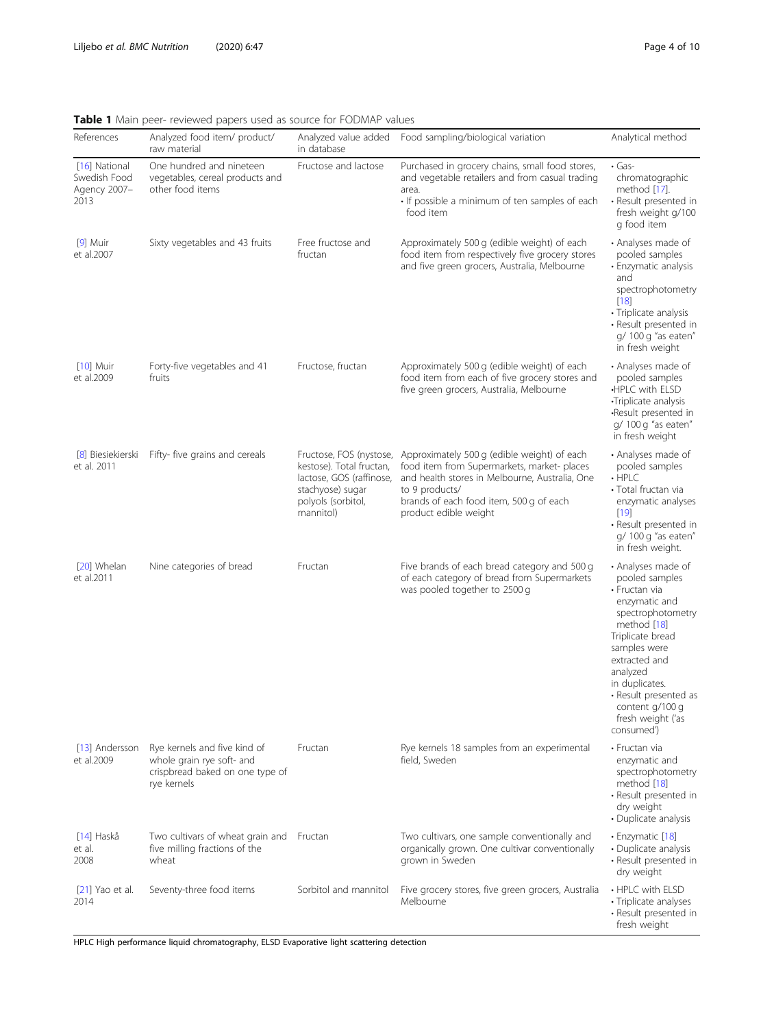**Table 1** Main peer- reviewed papers used as source for FODMAP values

| References | Analyzed food item/ product/ raw material | Analyzed value added in database | Food sampling/biological variation | Analytical method |
|---|---|---|---|---|
| [16] National Swedish Food Agency 2007–2013 | One hundred and nineteen vegetables, cereal products and other food items | Fructose and lactose | Purchased in grocery chains, small food stores, and vegetable retailers and from casual trading area.<br>• If possible a minimum of ten samples of each food item | • Gas-chromatographic method [17].<br>• Result presented in fresh weight g/100 g food item |
| [9] Muir et al.2007 | Sixty vegetables and 43 fruits | Free fructose and fructan | Approximately 500 g (edible weight) of each food item from respectively five grocery stores and five green grocers, Australia, Melbourne | • Analyses made of pooled samples<br>• Enzymatic analysis and spectrophotometry [18]<br>• Triplicate analysis<br>• Result presented in g/ 100 g "as eaten" in fresh weight |
| [10] Muir et al.2009 | Forty-five vegetables and 41 fruits | Fructose, fructan | Approximately 500 g (edible weight) of each food item from each of five grocery stores and five green grocers, Australia, Melbourne | • Analyses made of pooled samples<br>•HPLC with ELSD<br>•Triplicate analysis<br>•Result presented in g/ 100 g "as eaten" in fresh weight |
| [8] Biesiekierski et al. 2011 | Fifty- five grains and cereals | Fructose, FOS (nystose, kestose). Total fructan, lactose, GOS (raffinose, stachyose) sugar polyols (sorbitol, mannitol) | Approximately 500 g (edible weight) of each food item from Supermarkets, market- places and health stores in Melbourne, Australia, One to 9 products/ brands of each food item, 500 g of each product edible weight | • Analyses made of pooled samples<br>• HPLC<br>• Total fructan via enzymatic analyses [19]<br>• Result presented in g/ 100 g "as eaten" in fresh weight. |
| [20] Whelan et al.2011 | Nine categories of bread | Fructan | Five brands of each bread category and 500 g of each category of bread from Supermarkets was pooled together to 2500 g | • Analyses made of pooled samples<br>• Fructan via enzymatic and spectrophotometry method [18] Triplicate bread samples were extracted and analyzed in duplicates.<br>• Result presented as content g/100 g fresh weight ('as consumed') |
| [13] Andersson et al.2009 | Rye kernels and five kind of whole grain rye soft- and crispbread baked on one type of rye kernels | Fructan | Rye kernels 18 samples from an experimental field, Sweden | • Fructan via enzymatic and spectrophotometry method [18]<br>• Result presented in dry weight<br>• Duplicate analysis |
| [14] Haskå et al. 2008 | Two cultivars of wheat grain and five milling fractions of the wheat | Fructan | Two cultivars, one sample conventionally and organically grown. One cultivar conventionally grown in Sweden | • Enzymatic [18]<br>• Duplicate analysis<br>• Result presented in dry weight |
| [21] Yao et al. 2014 | Seventy-three food items | Sorbitol and mannitol | Five grocery stores, five green grocers, Australia Melbourne | • HPLC with ELSD<br>• Triplicate analyses<br>• Result presented in fresh weight |

HPLC High performance liquid chromatography, ELSD Evaporative light scattering detection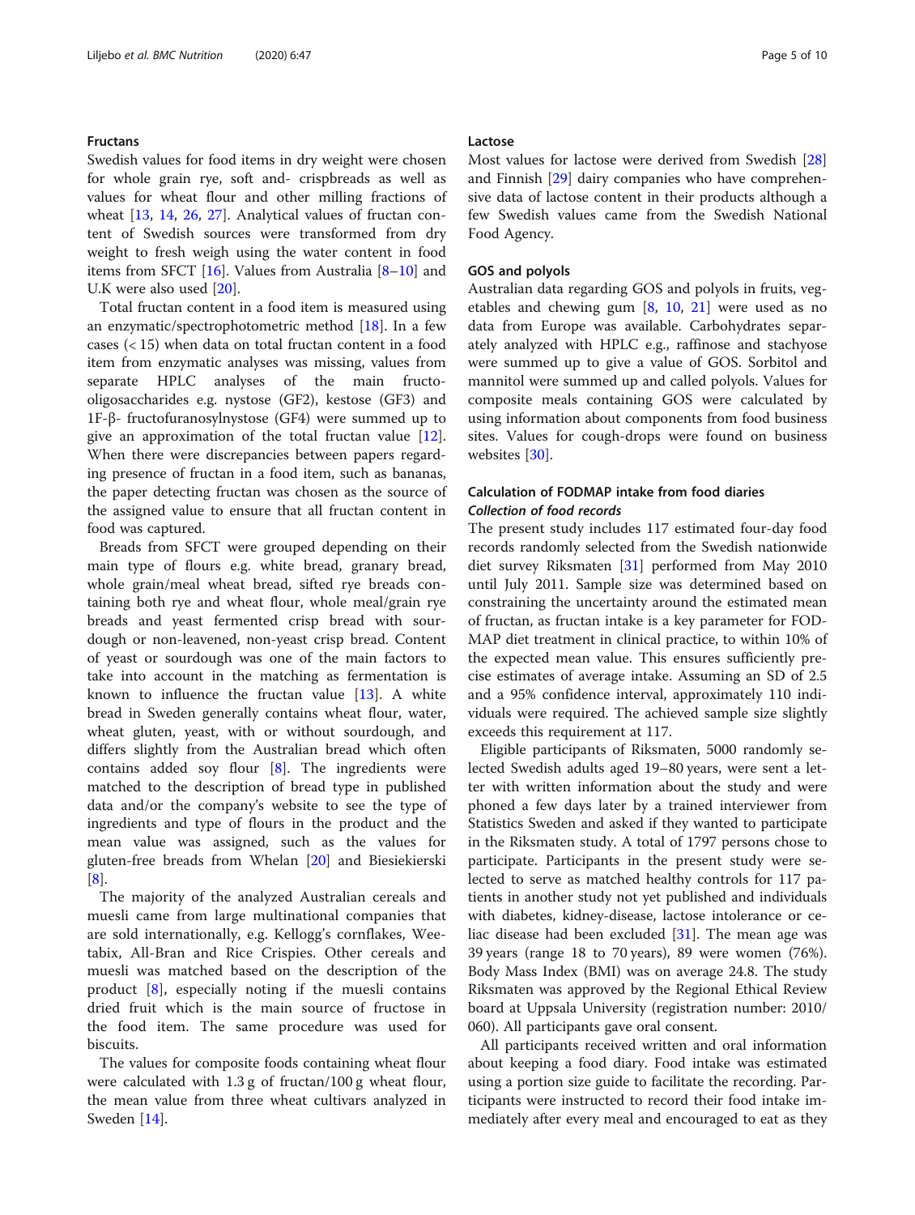### Fructans

Swedish values for food items in dry weight were chosen for whole grain rye, soft and- crispbreads as well as values for wheat flour and other milling fractions of wheat [13, 14, 26, 27]. Analytical values of fructan content of Swedish sources were transformed from dry weight to fresh weigh using the water content in food items from SFCT [16]. Values from Australia [8–10] and U.K were also used [20].

Total fructan content in a food item is measured using an enzymatic/spectrophotometric method [18]. In a few cases (< 15) when data on total fructan content in a food item from enzymatic analyses was missing, values from separate HPLC analyses of the main fructo-oligosaccharides e.g. nystose (GF2), kestose (GF3) and 1F-β- fructofuranosylnystose (GF4) were summed up to give an approximation of the total fructan value [12]. When there were discrepancies between papers regarding presence of fructan in a food item, such as bananas, the paper detecting fructan was chosen as the source of the assigned value to ensure that all fructan content in food was captured.

Breads from SFCT were grouped depending on their main type of flours e.g. white bread, granary bread, whole grain/meal wheat bread, sifted rye breads containing both rye and wheat flour, whole meal/grain rye breads and yeast fermented crisp bread with sourdough or non-leavened, non-yeast crisp bread. Content of yeast or sourdough was one of the main factors to take into account in the matching as fermentation is known to influence the fructan value [13]. A white bread in Sweden generally contains wheat flour, water, wheat gluten, yeast, with or without sourdough, and differs slightly from the Australian bread which often contains added soy flour [8]. The ingredients were matched to the description of bread type in published data and/or the company's website to see the type of ingredients and type of flours in the product and the mean value was assigned, such as the values for gluten-free breads from Whelan [20] and Biesiekierski [8].

The majority of the analyzed Australian cereals and muesli came from large multinational companies that are sold internationally, e.g. Kellogg's cornflakes, Weetabix, All-Bran and Rice Crispies. Other cereals and muesli was matched based on the description of the product [8], especially noting if the muesli contains dried fruit which is the main source of fructose in the food item. The same procedure was used for biscuits.

The values for composite foods containing wheat flour were calculated with 1.3 g of fructan/100 g wheat flour, the mean value from three wheat cultivars analyzed in Sweden [14].

### Lactose

Most values for lactose were derived from Swedish [28] and Finnish [29] dairy companies who have comprehensive data of lactose content in their products although a few Swedish values came from the Swedish National Food Agency.

### GOS and polyols

Australian data regarding GOS and polyols in fruits, vegetables and chewing gum [8, 10, 21] were used as no data from Europe was available. Carbohydrates separately analyzed with HPLC e.g., raffinose and stachyose were summed up to give a value of GOS. Sorbitol and mannitol were summed up and called polyols. Values for composite meals containing GOS were calculated by using information about components from food business sites. Values for cough-drops were found on business websites [30].

### Calculation of FODMAP intake from food diaries

#### *Collection of food records*

The present study includes 117 estimated four-day food records randomly selected from the Swedish nationwide diet survey Riksmaten [31] performed from May 2010 until July 2011. Sample size was determined based on constraining the uncertainty around the estimated mean of fructan, as fructan intake is a key parameter for FODMAP diet treatment in clinical practice, to within 10% of the expected mean value. This ensures sufficiently precise estimates of average intake. Assuming an SD of 2.5 and a 95% confidence interval, approximately 110 individuals were required. The achieved sample size slightly exceeds this requirement at 117.

Eligible participants of Riksmaten, 5000 randomly selected Swedish adults aged 19–80 years, were sent a letter with written information about the study and were phoned a few days later by a trained interviewer from Statistics Sweden and asked if they wanted to participate in the Riksmaten study. A total of 1797 persons chose to participate. Participants in the present study were selected to serve as matched healthy controls for 117 patients in another study not yet published and individuals with diabetes, kidney-disease, lactose intolerance or celiac disease had been excluded [31]. The mean age was 39 years (range 18 to 70 years), 89 were women (76%). Body Mass Index (BMI) was on average 24.8. The study Riksmaten was approved by the Regional Ethical Review board at Uppsala University (registration number: 2010/060). All participants gave oral consent.

All participants received written and oral information about keeping a food diary. Food intake was estimated using a portion size guide to facilitate the recording. Participants were instructed to record their food intake immediately after every meal and encouraged to eat as they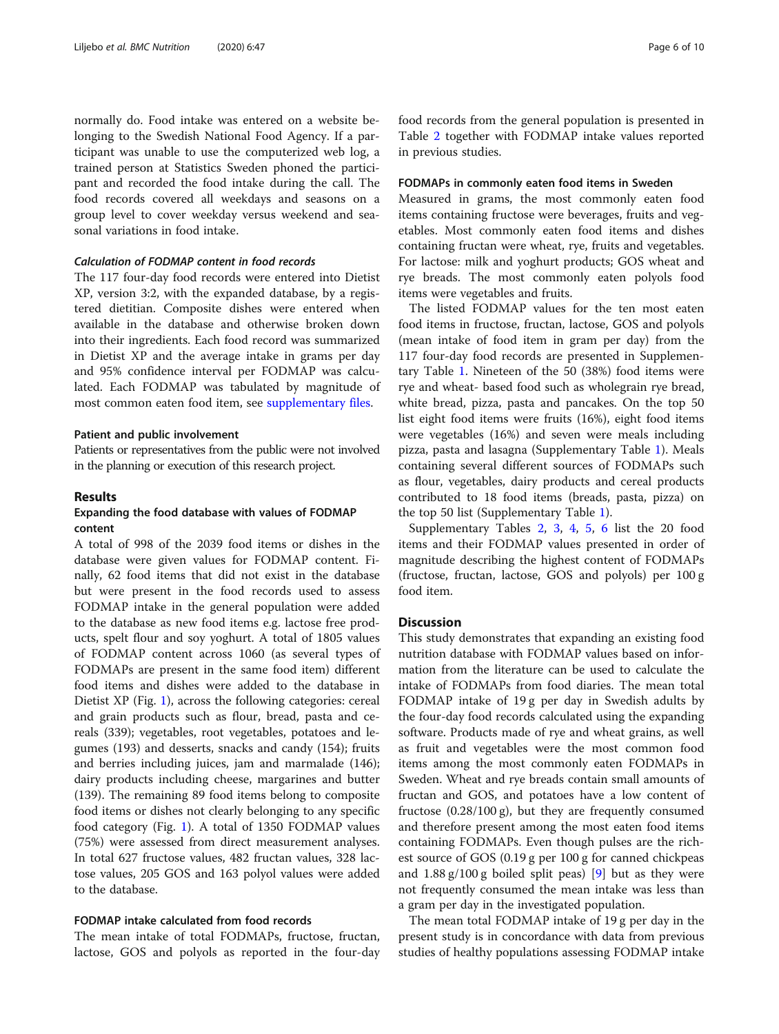normally do. Food intake was entered on a website belonging to the Swedish National Food Agency. If a participant was unable to use the computerized web log, a trained person at Statistics Sweden phoned the participant and recorded the food intake during the call. The food records covered all weekdays and seasons on a group level to cover weekday versus weekend and seasonal variations in food intake.

#### *Calculation of FODMAP content in food records*

The 117 four-day food records were entered into Dietist XP, version 3:2, with the expanded database, by a registered dietitian. Composite dishes were entered when available in the database and otherwise broken down into their ingredients. Each food record was summarized in Dietist XP and the average intake in grams per day and 95% confidence interval per FODMAP was calculated. Each FODMAP was tabulated by magnitude of most common eaten food item, see supplementary files.

### Patient and public involvement

Patients or representatives from the public were not involved in the planning or execution of this research project.

## Results

### Expanding the food database with values of FODMAP content

A total of 998 of the 2039 food items or dishes in the database were given values for FODMAP content. Finally, 62 food items that did not exist in the database but were present in the food records used to assess FODMAP intake in the general population were added to the database as new food items e.g. lactose free products, spelt flour and soy yoghurt. A total of 1805 values of FODMAP content across 1060 (as several types of FODMAPs are present in the same food item) different food items and dishes were added to the database in Dietist XP (Fig. 1), across the following categories: cereal and grain products such as flour, bread, pasta and cereals (339); vegetables, root vegetables, potatoes and legumes (193) and desserts, snacks and candy (154); fruits and berries including juices, jam and marmalade (146); dairy products including cheese, margarines and butter (139). The remaining 89 food items belong to composite food items or dishes not clearly belonging to any specific food category (Fig. 1). A total of 1350 FODMAP values (75%) were assessed from direct measurement analyses. In total 627 fructose values, 482 fructan values, 328 lactose values, 205 GOS and 163 polyol values were added to the database.

### FODMAP intake calculated from food records

The mean intake of total FODMAPs, fructose, fructan, lactose, GOS and polyols as reported in the four-day food records from the general population is presented in Table 2 together with FODMAP intake values reported in previous studies.

### FODMAPs in commonly eaten food items in Sweden

Measured in grams, the most commonly eaten food items containing fructose were beverages, fruits and vegetables. Most commonly eaten food items and dishes containing fructan were wheat, rye, fruits and vegetables. For lactose: milk and yoghurt products; GOS wheat and rye breads. The most commonly eaten polyols food items were vegetables and fruits.

The listed FODMAP values for the ten most eaten food items in fructose, fructan, lactose, GOS and polyols (mean intake of food item in gram per day) from the 117 four-day food records are presented in Supplementary Table 1. Nineteen of the 50 (38%) food items were rye and wheat- based food such as wholegrain rye bread, white bread, pizza, pasta and pancakes. On the top 50 list eight food items were fruits (16%), eight food items were vegetables (16%) and seven were meals including pizza, pasta and lasagna (Supplementary Table 1). Meals containing several different sources of FODMAPs such as flour, vegetables, dairy products and cereal products contributed to 18 food items (breads, pasta, pizza) on the top 50 list (Supplementary Table 1).

Supplementary Tables 2, 3, 4, 5, 6 list the 20 food items and their FODMAP values presented in order of magnitude describing the highest content of FODMAPs (fructose, fructan, lactose, GOS and polyols) per 100 g food item.

## Discussion

This study demonstrates that expanding an existing food nutrition database with FODMAP values based on information from the literature can be used to calculate the intake of FODMAPs from food diaries. The mean total FODMAP intake of 19 g per day in Swedish adults by the four-day food records calculated using the expanding software. Products made of rye and wheat grains, as well as fruit and vegetables were the most common food items among the most commonly eaten FODMAPs in Sweden. Wheat and rye breads contain small amounts of fructan and GOS, and potatoes have a low content of fructose (0.28/100 g), but they are frequently consumed and therefore present among the most eaten food items containing FODMAPs. Even though pulses are the richest source of GOS (0.19 g per 100 g for canned chickpeas and 1.88 g/100 g boiled split peas) [9] but as they were not frequently consumed the mean intake was less than a gram per day in the investigated population.

The mean total FODMAP intake of 19 g per day in the present study is in concordance with data from previous studies of healthy populations assessing FODMAP intake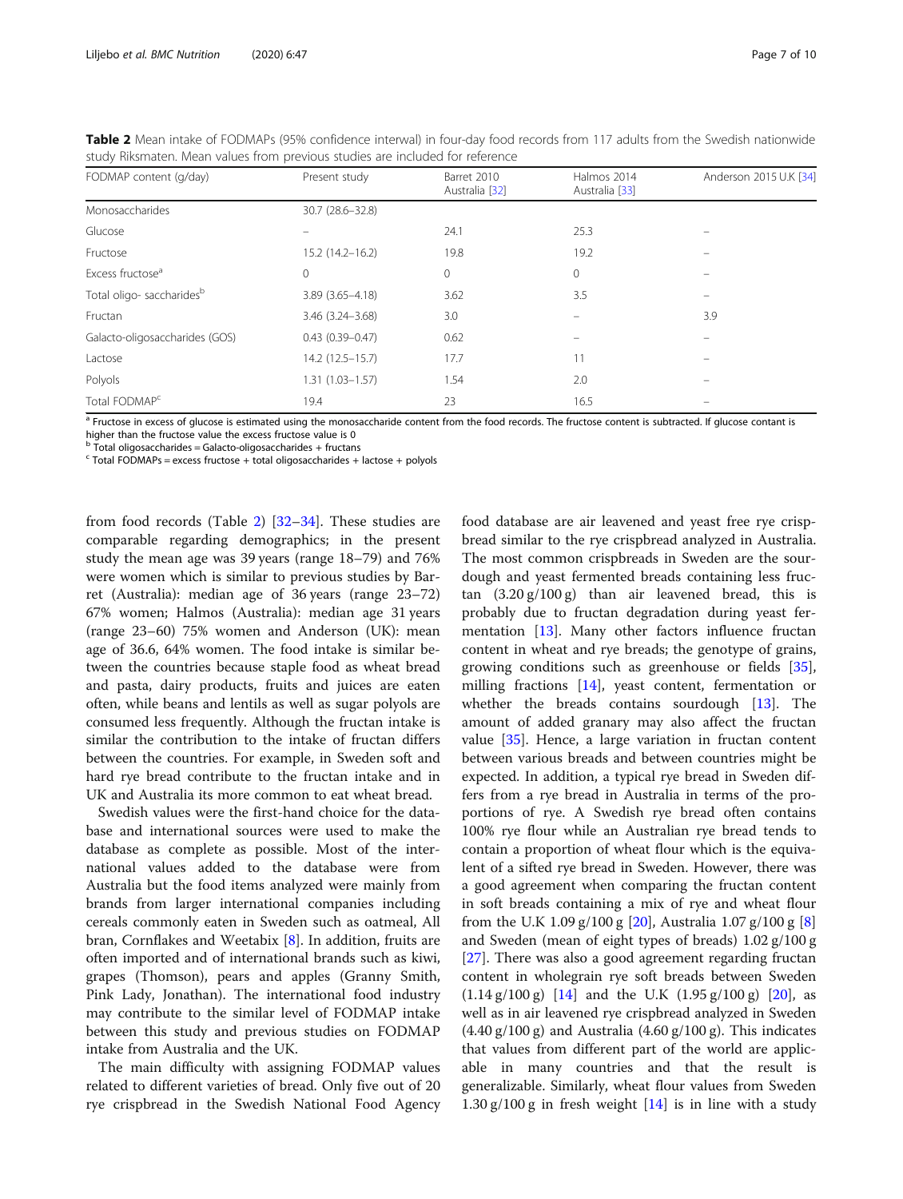**Table 2** Mean intake of FODMAPs (95% confidence interwal) in four-day food records from 117 adults from the Swedish nationwide study Riksmaten. Mean values from previous studies are included for reference

| FODMAP content (g/day) | Present study | Barret 2010 Australia [32] | Halmos 2014 Australia [33] | Anderson 2015 U.K [34] |
|---|---|---|---|---|
| Monosaccharides | 30.7 (28.6–32.8) | | | |
| Glucose | – | 24.1 | 25.3 | – |
| Fructose | 15.2 (14.2–16.2) | 19.8 | 19.2 | – |
| Excess fructose[a] | 0 | 0 | 0 | – |
| Total oligo- saccharides[b] | 3.89 (3.65–4.18) | 3.62 | 3.5 | – |
| Fructan | 3.46 (3.24–3.68) | 3.0 | – | 3.9 |
| Galacto-oligosaccharides (GOS) | 0.43 (0.39–0.47) | 0.62 | – | – |
| Lactose | 14.2 (12.5–15.7) | 17.7 | 11 | – |
| Polyols | 1.31 (1.03–1.57) | 1.54 | 2.0 | – |
| Total FODMAP[c] | 19.4 | 23 | 16.5 | – |

[a] Fructose in excess of glucose is estimated using the monosaccharide content from the food records. The fructose content is subtracted. If glucose contant is higher than the fructose value the excess fructose value is 0

[b] Total oligosaccharides = Galacto-oligosaccharides + fructans

[c] Total FODMAPs = excess fructose + total oligosaccharides + lactose + polyols

from food records (Table 2) [32–34]. These studies are comparable regarding demographics; in the present study the mean age was 39 years (range 18–79) and 76% were women which is similar to previous studies by Barret (Australia): median age of 36 years (range 23–72) 67% women; Halmos (Australia): median age 31 years (range 23–60) 75% women and Anderson (UK): mean age of 36.6, 64% women. The food intake is similar between the countries because staple food as wheat bread and pasta, dairy products, fruits and juices are eaten often, while beans and lentils as well as sugar polyols are consumed less frequently. Although the fructan intake is similar the contribution to the intake of fructan differs between the countries. For example, in Sweden soft and hard rye bread contribute to the fructan intake and in UK and Australia its more common to eat wheat bread.

Swedish values were the first-hand choice for the database and international sources were used to make the database as complete as possible. Most of the international values added to the database were from Australia but the food items analyzed were mainly from brands from larger international companies including cereals commonly eaten in Sweden such as oatmeal, All bran, Cornflakes and Weetabix [8]. In addition, fruits are often imported and of international brands such as kiwi, grapes (Thomson), pears and apples (Granny Smith, Pink Lady, Jonathan). The international food industry may contribute to the similar level of FODMAP intake between this study and previous studies on FODMAP intake from Australia and the UK.

The main difficulty with assigning FODMAP values related to different varieties of bread. Only five out of 20 rye crispbread in the Swedish National Food Agency food database are air leavened and yeast free rye crispbread similar to the rye crispbread analyzed in Australia. The most common crispbreads in Sweden are the sourdough and yeast fermented breads containing less fructan (3.20 g/100 g) than air leavened bread, this is probably due to fructan degradation during yeast fermentation [13]. Many other factors influence fructan content in wheat and rye breads; the genotype of grains, growing conditions such as greenhouse or fields [35], milling fractions [14], yeast content, fermentation or whether the breads contains sourdough [13]. The amount of added granary may also affect the fructan value [35]. Hence, a large variation in fructan content between various breads and between countries might be expected. In addition, a typical rye bread in Sweden differs from a rye bread in Australia in terms of the proportions of rye. A Swedish rye bread often contains 100% rye flour while an Australian rye bread tends to contain a proportion of wheat flour which is the equivalent of a sifted rye bread in Sweden. However, there was a good agreement when comparing the fructan content in soft breads containing a mix of rye and wheat flour from the U.K 1.09 g/100 g [20], Australia 1.07 g/100 g [8] and Sweden (mean of eight types of breads) 1.02 g/100 g [27]. There was also a good agreement regarding fructan content in wholegrain rye soft breads between Sweden (1.14 g/100 g) [14] and the U.K (1.95 g/100 g) [20], as well as in air leavened rye crispbread analyzed in Sweden (4.40 g/100 g) and Australia (4.60 g/100 g). This indicates that values from different part of the world are applicable in many countries and that the result is generalizable. Similarly, wheat flour values from Sweden 1.30 g/100 g in fresh weight [14] is in line with a study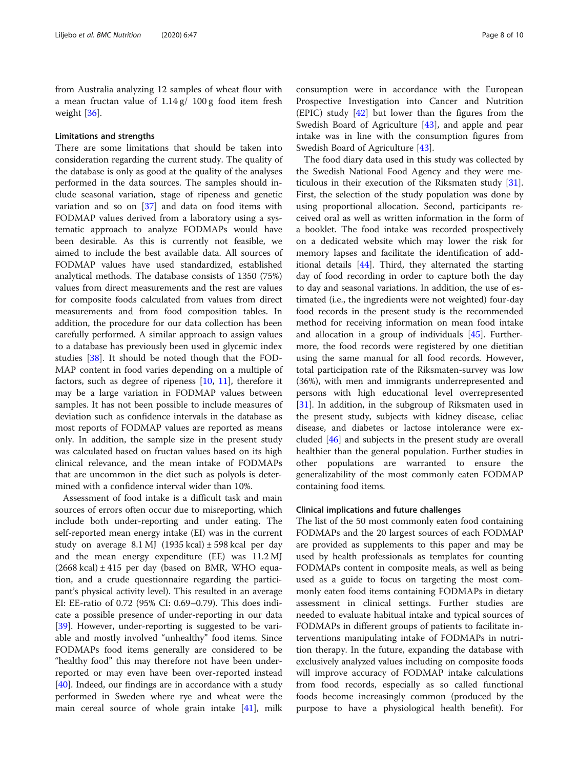from Australia analyzing 12 samples of wheat flour with a mean fructan value of 1.14 g/ 100 g food item fresh weight [36].

### Limitations and strengths

There are some limitations that should be taken into consideration regarding the current study. The quality of the database is only as good at the quality of the analyses performed in the data sources. The samples should include seasonal variation, stage of ripeness and genetic variation and so on [37] and data on food items with FODMAP values derived from a laboratory using a systematic approach to analyze FODMAPs would have been desirable. As this is currently not feasible, we aimed to include the best available data. All sources of FODMAP values have used standardized, established analytical methods. The database consists of 1350 (75%) values from direct measurements and the rest are values for composite foods calculated from values from direct measurements and from food composition tables. In addition, the procedure for our data collection has been carefully performed. A similar approach to assign values to a database has previously been used in glycemic index studies [38]. It should be noted though that the FODMAP content in food varies depending on a multiple of factors, such as degree of ripeness [10, 11], therefore it may be a large variation in FODMAP values between samples. It has not been possible to include measures of deviation such as confidence intervals in the database as most reports of FODMAP values are reported as means only. In addition, the sample size in the present study was calculated based on fructan values based on its high clinical relevance, and the mean intake of FODMAPs that are uncommon in the diet such as polyols is determined with a confidence interval wider than 10%.

Assessment of food intake is a difficult task and main sources of errors often occur due to misreporting, which include both under-reporting and under eating. The self-reported mean energy intake (EI) was in the current study on average 8.1 MJ (1935 kcal) ± 598 kcal per day and the mean energy expenditure (EE) was 11.2 MJ (2668 kcal) ± 415 per day (based on BMR, WHO equation, and a crude questionnaire regarding the participant's physical activity level). This resulted in an average EI: EE-ratio of 0.72 (95% CI: 0.69–0.79). This does indicate a possible presence of under-reporting in our data [39]. However, under-reporting is suggested to be variable and mostly involved "unhealthy" food items. Since FODMAPs food items generally are considered to be "healthy food" this may therefore not have been under-reported or may even have been over-reported instead [40]. Indeed, our findings are in accordance with a study performed in Sweden where rye and wheat were the main cereal source of whole grain intake [41], milk consumption were in accordance with the European Prospective Investigation into Cancer and Nutrition (EPIC) study [42] but lower than the figures from the Swedish Board of Agriculture [43], and apple and pear intake was in line with the consumption figures from Swedish Board of Agriculture [43].

The food diary data used in this study was collected by the Swedish National Food Agency and they were meticulous in their execution of the Riksmaten study [31]. First, the selection of the study population was done by using proportional allocation. Second, participants received oral as well as written information in the form of a booklet. The food intake was recorded prospectively on a dedicated website which may lower the risk for memory lapses and facilitate the identification of additional details [44]. Third, they alternated the starting day of food recording in order to capture both the day to day and seasonal variations. In addition, the use of estimated (i.e., the ingredients were not weighted) four-day food records in the present study is the recommended method for receiving information on mean food intake and allocation in a group of individuals [45]. Furthermore, the food records were registered by one dietitian using the same manual for all food records. However, total participation rate of the Riksmaten-survey was low (36%), with men and immigrants underrepresented and persons with high educational level overrepresented [31]. In addition, in the subgroup of Riksmaten used in the present study, subjects with kidney disease, celiac disease, and diabetes or lactose intolerance were excluded [46] and subjects in the present study are overall healthier than the general population. Further studies in other populations are warranted to ensure the generalizability of the most commonly eaten FODMAP containing food items.

### Clinical implications and future challenges

The list of the 50 most commonly eaten food containing FODMAPs and the 20 largest sources of each FODMAP are provided as supplements to this paper and may be used by health professionals as templates for counting FODMAPs content in composite meals, as well as being used as a guide to focus on targeting the most commonly eaten food items containing FODMAPs in dietary assessment in clinical settings. Further studies are needed to evaluate habitual intake and typical sources of FODMAPs in different groups of patients to facilitate interventions manipulating intake of FODMAPs in nutrition therapy. In the future, expanding the database with exclusively analyzed values including on composite foods will improve accuracy of FODMAP intake calculations from food records, especially as so called functional foods become increasingly common (produced by the purpose to have a physiological health benefit). For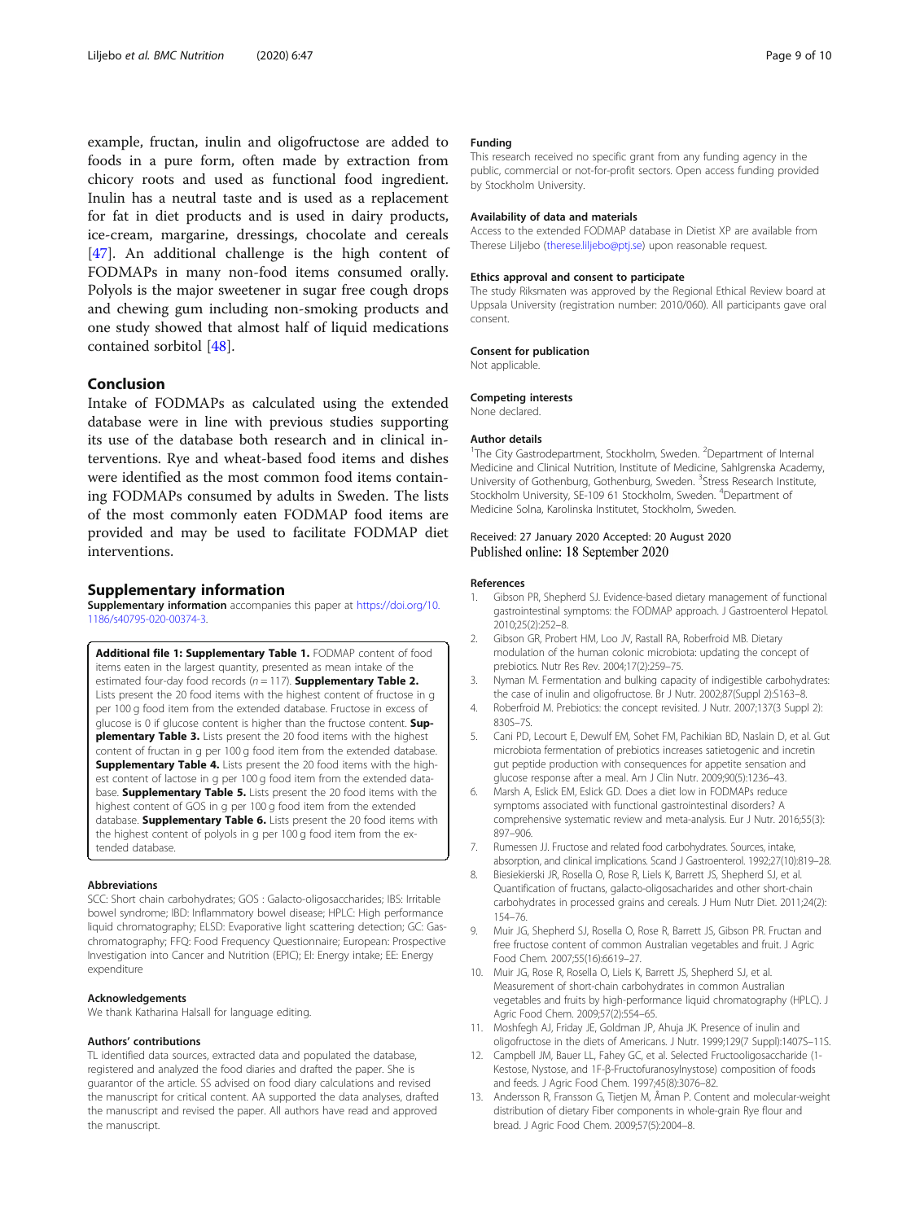example, fructan, inulin and oligofructose are added to foods in a pure form, often made by extraction from chicory roots and used as functional food ingredient. Inulin has a neutral taste and is used as a replacement for fat in diet products and is used in dairy products, ice-cream, margarine, dressings, chocolate and cereals [47]. An additional challenge is the high content of FODMAPs in many non-food items consumed orally. Polyols is the major sweetener in sugar free cough drops and chewing gum including non-smoking products and one study showed that almost half of liquid medications contained sorbitol [48].

## Conclusion

Intake of FODMAPs as calculated using the extended database were in line with previous studies supporting its use of the database both research and in clinical interventions. Rye and wheat-based food items and dishes were identified as the most common food items containing FODMAPs consumed by adults in Sweden. The lists of the most commonly eaten FODMAP food items are provided and may be used to facilitate FODMAP diet interventions.

## Supplementary information

**Supplementary information** accompanies this paper at https://doi.org/10.1186/s40795-020-00374-3.

**Additional file 1: Supplementary Table 1.** FODMAP content of food items eaten in the largest quantity, presented as mean intake of the estimated four-day food records (*n* = 117). **Supplementary Table 2.** Lists present the 20 food items with the highest content of fructose in g per 100 g food item from the extended database. Fructose in excess of glucose is 0 if glucose content is higher than the fructose content. **Supplementary Table 3.** Lists present the 20 food items with the highest content of fructan in g per 100 g food item from the extended database. **Supplementary Table 4.** Lists present the 20 food items with the highest content of lactose in g per 100 g food item from the extended database. **Supplementary Table 5.** Lists present the 20 food items with the highest content of GOS in g per 100 g food item from the extended database. **Supplementary Table 6.** Lists present the 20 food items with the highest content of polyols in g per 100 g food item from the extended database.

### Abbreviations

SCC: Short chain carbohydrates; GOS : Galacto-oligosaccharides; IBS: Irritable bowel syndrome; IBD: Inflammatory bowel disease; HPLC: High performance liquid chromatography; ELSD: Evaporative light scattering detection; GC: Gas-chromatography; FFQ: Food Frequency Questionnaire; European: Prospective Investigation into Cancer and Nutrition (EPIC); EI: Energy intake; EE: Energy expenditure

### Acknowledgements

We thank Katharina Halsall for language editing.

### Authors' contributions

TL identified data sources, extracted data and populated the database, registered and analyzed the food diaries and drafted the paper. She is guarantor of the article. SS advised on food diary calculations and revised the manuscript for critical content. AA supported the data analyses, drafted the manuscript and revised the paper. All authors have read and approved the manuscript.

### Funding

This research received no specific grant from any funding agency in the public, commercial or not-for-profit sectors. Open access funding provided by Stockholm University.

### Availability of data and materials

Access to the extended FODMAP database in Dietist XP are available from Therese Liljebo (therese.liljebo@ptj.se) upon reasonable request.

### Ethics approval and consent to participate

The study Riksmaten was approved by the Regional Ethical Review board at Uppsala University (registration number: 2010/060). All participants gave oral consent.

### Consent for publication

Not applicable.

### Competing interests

None declared.

### Author details

[1]The City Gastrodepartment, Stockholm, Sweden. [2]Department of Internal Medicine and Clinical Nutrition, Institute of Medicine, Sahlgrenska Academy, University of Gothenburg, Gothenburg, Sweden. [3]Stress Research Institute, Stockholm University, SE-109 61 Stockholm, Sweden. [4]Department of Medicine Solna, Karolinska Institutet, Stockholm, Sweden.

Received: 27 January 2020 Accepted: 20 August 2020
Published online: 18 September 2020

### References

1. Gibson PR, Shepherd SJ. Evidence-based dietary management of functional gastrointestinal symptoms: the FODMAP approach. J Gastroenterol Hepatol. 2010;25(2):252–8.
2. Gibson GR, Probert HM, Loo JV, Rastall RA, Roberfroid MB. Dietary modulation of the human colonic microbiota: updating the concept of prebiotics. Nutr Res Rev. 2004;17(2):259–75.
3. Nyman M. Fermentation and bulking capacity of indigestible carbohydrates: the case of inulin and oligofructose. Br J Nutr. 2002;87(Suppl 2):S163–8.
4. Roberfroid M. Prebiotics: the concept revisited. J Nutr. 2007;137(3 Suppl 2): 830S–7S.
5. Cani PD, Lecourt E, Dewulf EM, Sohet FM, Pachikian BD, Naslain D, et al. Gut microbiota fermentation of prebiotics increases satietogenic and incretin gut peptide production with consequences for appetite sensation and glucose response after a meal. Am J Clin Nutr. 2009;90(5):1236–43.
6. Marsh A, Eslick EM, Eslick GD. Does a diet low in FODMAPs reduce symptoms associated with functional gastrointestinal disorders? A comprehensive systematic review and meta-analysis. Eur J Nutr. 2016;55(3): 897–906.
7. Rumessen JJ. Fructose and related food carbohydrates. Sources, intake, absorption, and clinical implications. Scand J Gastroenterol. 1992;27(10):819–28.
8. Biesiekierski JR, Rosella O, Rose R, Liels K, Barrett JS, Shepherd SJ, et al. Quantification of fructans, galacto-oligosacharides and other short-chain carbohydrates in processed grains and cereals. J Hum Nutr Diet. 2011;24(2): 154–76.
9. Muir JG, Shepherd SJ, Rosella O, Rose R, Barrett JS, Gibson PR. Fructan and free fructose content of common Australian vegetables and fruit. J Agric Food Chem. 2007;55(16):6619–27.
10. Muir JG, Rose R, Rosella O, Liels K, Barrett JS, Shepherd SJ, et al. Measurement of short-chain carbohydrates in common Australian vegetables and fruits by high-performance liquid chromatography (HPLC). J Agric Food Chem. 2009;57(2):554–65.
11. Moshfegh AJ, Friday JE, Goldman JP, Ahuja JK. Presence of inulin and oligofructose in the diets of Americans. J Nutr. 1999;129(7 Suppl):1407S–11S.
12. Campbell JM, Bauer LL, Fahey GC, et al. Selected Fructooligosaccharide (1-Kestose, Nystose, and 1F-β-Fructofuranosylnystose) composition of foods and feeds. J Agric Food Chem. 1997;45(8):3076–82.
13. Andersson R, Fransson G, Tietjen M, Åman P. Content and molecular-weight distribution of dietary Fiber components in whole-grain Rye flour and bread. J Agric Food Chem. 2009;57(5):2004–8.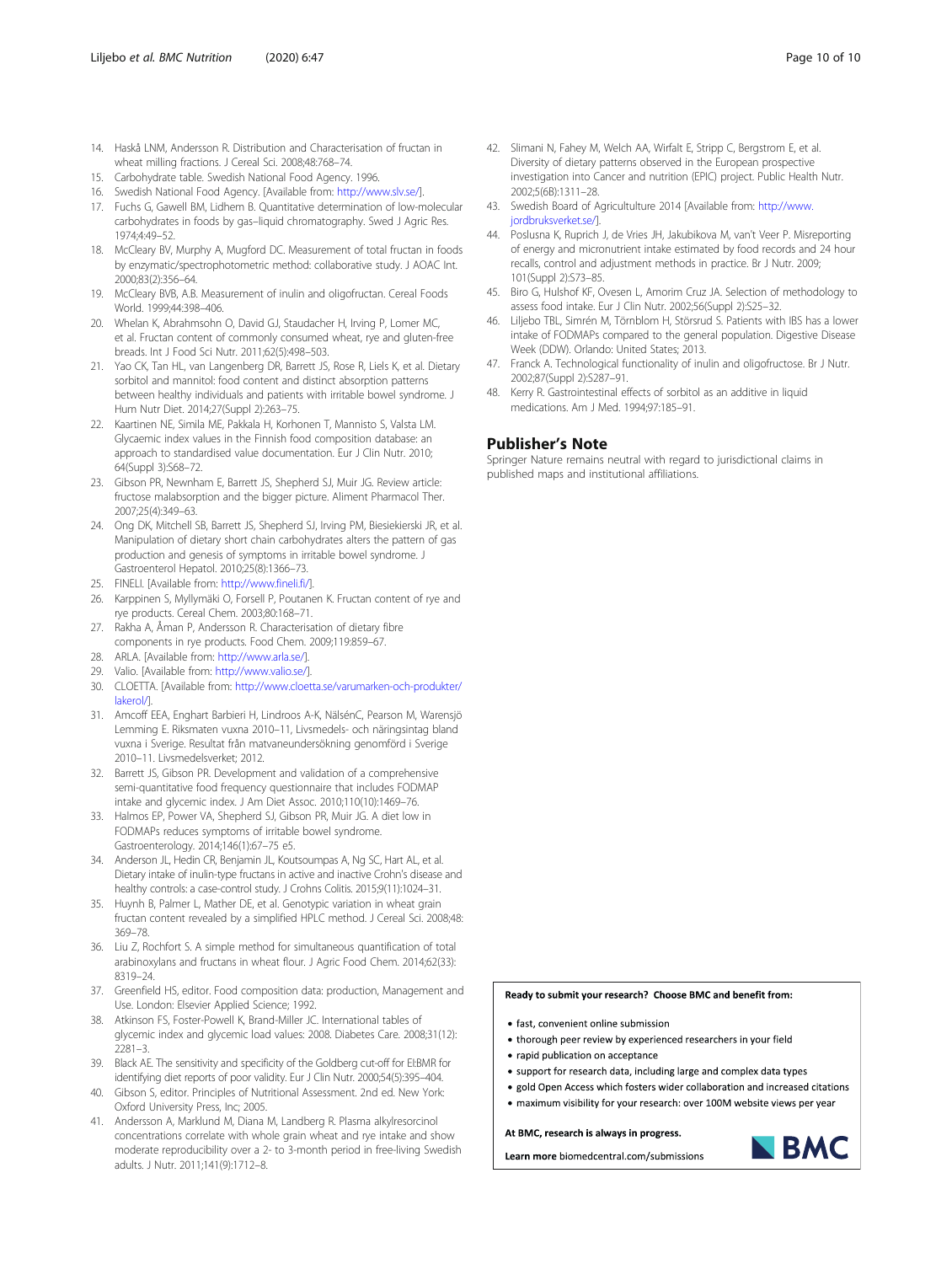14. Haskå LNM, Andersson R. Distribution and Characterisation of fructan in wheat milling fractions. J Cereal Sci. 2008;48:768–74.
15. Carbohydrate table. Swedish National Food Agency. 1996.
16. Swedish National Food Agency. [Available from: http://www.slv.se/].
17. Fuchs G, Gawell BM, Lidhem B. Quantitative determination of low-molecular carbohydrates in foods by gas–liquid chromatography. Swed J Agric Res. 1974;4:49–52.
18. McCleary BV, Murphy A, Mugford DC. Measurement of total fructan in foods by enzymatic/spectrophotometric method: collaborative study. J AOAC Int. 2000;83(2):356–64.
19. McCleary BVB, A.B. Measurement of inulin and oligofructan. Cereal Foods World. 1999;44:398–406.
20. Whelan K, Abrahmsohn O, David GJ, Staudacher H, Irving P, Lomer MC, et al. Fructan content of commonly consumed wheat, rye and gluten-free breads. Int J Food Sci Nutr. 2011;62(5):498–503.
21. Yao CK, Tan HL, van Langenberg DR, Barrett JS, Rose R, Liels K, et al. Dietary sorbitol and mannitol: food content and distinct absorption patterns between healthy individuals and patients with irritable bowel syndrome. J Hum Nutr Diet. 2014;27(Suppl 2):263–75.
22. Kaartinen NE, Simila ME, Pakkala H, Korhonen T, Mannisto S, Valsta LM. Glycaemic index values in the Finnish food composition database: an approach to standardised value documentation. Eur J Clin Nutr. 2010; 64(Suppl 3):S68–72.
23. Gibson PR, Newnham E, Barrett JS, Shepherd SJ, Muir JG. Review article: fructose malabsorption and the bigger picture. Aliment Pharmacol Ther. 2007;25(4):349–63.
24. Ong DK, Mitchell SB, Barrett JS, Shepherd SJ, Irving PM, Biesiekierski JR, et al. Manipulation of dietary short chain carbohydrates alters the pattern of gas production and genesis of symptoms in irritable bowel syndrome. J Gastroenterol Hepatol. 2010;25(8):1366–73.
25. FINELI. [Available from: http://www.fineli.fi/].
26. Karppinen S, Myllymäki O, Forsell P, Poutanen K. Fructan content of rye and rye products. Cereal Chem. 2003;80:168–71.
27. Rakha A, Åman P, Andersson R. Characterisation of dietary fibre components in rye products. Food Chem. 2009;119:859–67.
28. ARLA. [Available from: http://www.arla.se/].
29. Valio. [Available from: http://www.valio.se/].
30. CLOETTA. [Available from: http://www.cloetta.se/varumarken-och-produkter/lakerol/].
31. Amcoff EEA, Enghart Barbieri H, Lindroos A-K, NälsénC, Pearson M, Warensjö Lemming E. Riksmaten vuxna 2010–11, Livsmedels- och näringsintag bland vuxna i Sverige. Resultat från matvaneundersökning genomförd i Sverige 2010–11. Livsmedelsverket; 2012.
32. Barrett JS, Gibson PR. Development and validation of a comprehensive semi-quantitative food frequency questionnaire that includes FODMAP intake and glycemic index. J Am Diet Assoc. 2010;110(10):1469–76.
33. Halmos EP, Power VA, Shepherd SJ, Gibson PR, Muir JG. A diet low in FODMAPs reduces symptoms of irritable bowel syndrome. Gastroenterology. 2014;146(1):67–75 e5.
34. Anderson JL, Hedin CR, Benjamin JL, Koutsoumpas A, Ng SC, Hart AL, et al. Dietary intake of inulin-type fructans in active and inactive Crohn's disease and healthy controls: a case-control study. J Crohns Colitis. 2015;9(11):1024–31.
35. Huynh B, Palmer L, Mather DE, et al. Genotypic variation in wheat grain fructan content revealed by a simplified HPLC method. J Cereal Sci. 2008;48: 369–78.
36. Liu Z, Rochfort S. A simple method for simultaneous quantification of total arabinoxylans and fructans in wheat flour. J Agric Food Chem. 2014;62(33): 8319–24.
37. Greenfield HS, editor. Food composition data: production, Management and Use. London: Elsevier Applied Science; 1992.
38. Atkinson FS, Foster-Powell K, Brand-Miller JC. International tables of glycemic index and glycemic load values: 2008. Diabetes Care. 2008;31(12): 2281–3.
39. Black AE. The sensitivity and specificity of the Goldberg cut-off for EI:BMR for identifying diet reports of poor validity. Eur J Clin Nutr. 2000;54(5):395–404.
40. Gibson S, editor. Principles of Nutritional Assessment. 2nd ed. New York: Oxford University Press, Inc; 2005.
41. Andersson A, Marklund M, Diana M, Landberg R. Plasma alkylresorcinol concentrations correlate with whole grain wheat and rye intake and show moderate reproducibility over a 2- to 3-month period in free-living Swedish adults. J Nutr. 2011;141(9):1712–8.
42. Slimani N, Fahey M, Welch AA, Wirfalt E, Stripp C, Bergstrom E, et al. Diversity of dietary patterns observed in the European prospective investigation into Cancer and nutrition (EPIC) project. Public Health Nutr. 2002;5(6B):1311–28.
43. Swedish Board of Agriculturee 2014 [Available from: http://www.jordbruksverket.se/].
44. Poslusna K, Ruprich J, de Vries JH, Jakubikova M, van't Veer P. Misreporting of energy and micronutrient intake estimated by food records and 24 hour recalls, control and adjustment methods in practice. Br J Nutr. 2009; 101(Suppl 2):S73–85.
45. Biro G, Hulshof KF, Ovesen L, Amorim Cruz JA. Selection of methodology to assess food intake. Eur J Clin Nutr. 2002;56(Suppl 2):S25–32.
46. Liljebo TBL, Simrén M, Törnblom H, Störsrud S. Patients with IBS has a lower intake of FODMAPs compared to the general population. Digestive Disease Week (DDW). Orlando: United States; 2013.
47. Franck A. Technological functionality of inulin and oligofructose. Br J Nutr. 2002;87(Suppl 2):S287–91.
48. Kerry R. Gastrointestinal effects of sorbitol as an additive in liquid medications. Am J Med. 1994;97:185–91.

## Publisher's Note

Springer Nature remains neutral with regard to jurisdictional claims in published maps and institutional affiliations.

**Ready to submit your research? Choose BMC and benefit from:**

- fast, convenient online submission
- thorough peer review by experienced researchers in your field
- rapid publication on acceptance
- support for research data, including large and complex data types
- gold Open Access which fosters wider collaboration and increased citations
- maximum visibility for your research: over 100M website views per year

**At BMC, research is always in progress.**

**Learn more** biomedcentral.com/submissions

BMC